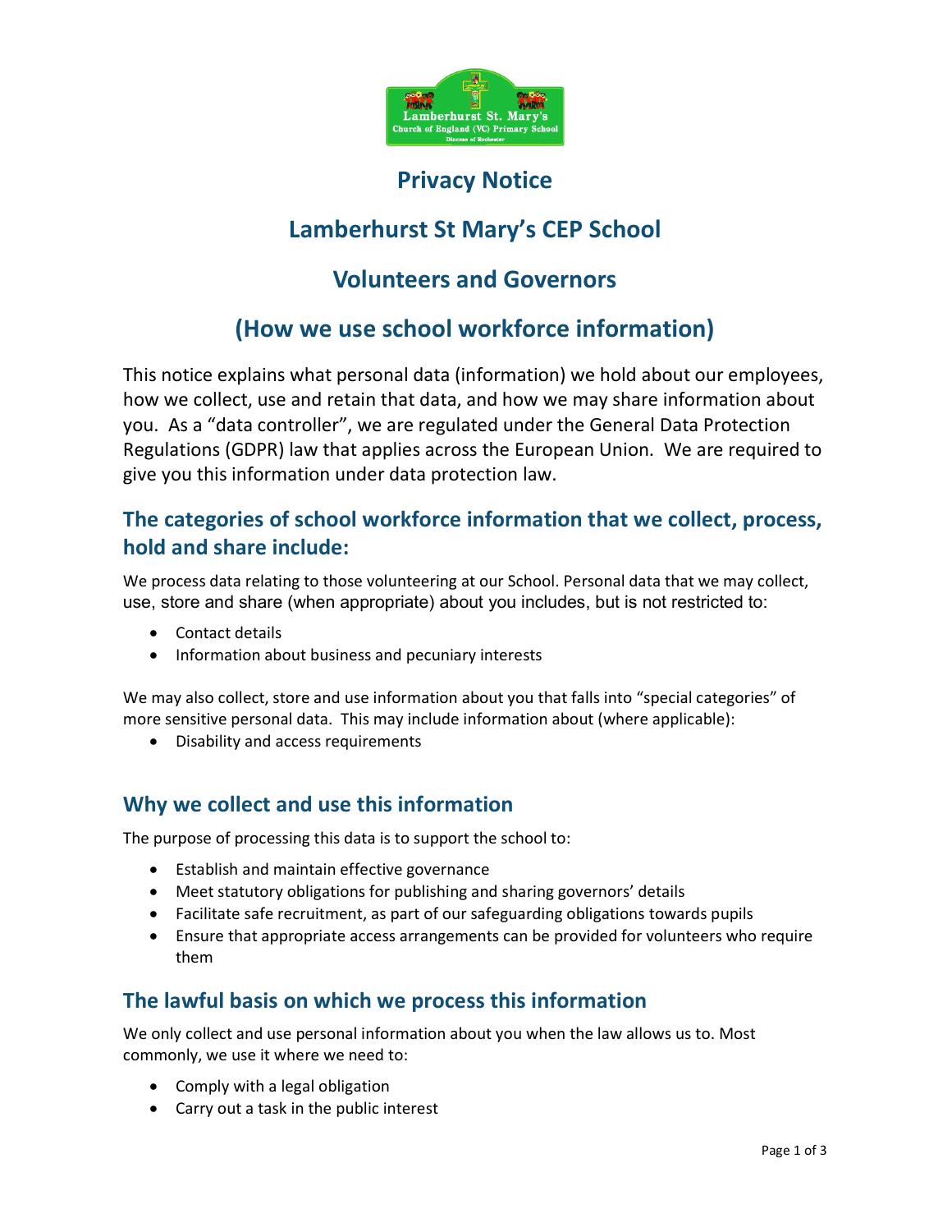# Privacy Notice

# Lamberhurst St Mary's CEP School

# Volunteers and Governors

# (How we use school workforce information)

This notice explains what personal data (information) we hold about our employees, how we collect, use and retain that data, and how we may share information about you. As a "data controller", we are regulated under the General Data Protection Regulations (GDPR) law that applies across the European Union. We are required to give you this information under data protection law.

## The categories of school workforce information that we collect, process, hold and share include:

We process data relating to those volunteering at our School. Personal data that we may collect, use, store and share (when appropriate) about you includes, but is not restricted to:

- Contact details
- Information about business and pecuniary interests

We may also collect, store and use information about you that falls into "special categories" of more sensitive personal data. This may include information about (where applicable):

- Disability and access requirements

## Why we collect and use this information

The purpose of processing this data is to support the school to:

- Establish and maintain effective governance
- Meet statutory obligations for publishing and sharing governors' details
- Facilitate safe recruitment, as part of our safeguarding obligations towards pupils
- Ensure that appropriate access arrangements can be provided for volunteers who require them

## The lawful basis on which we process this information

We only collect and use personal information about you when the law allows us to. Most commonly, we use it where we need to:

- Comply with a legal obligation
- Carry out a task in the public interest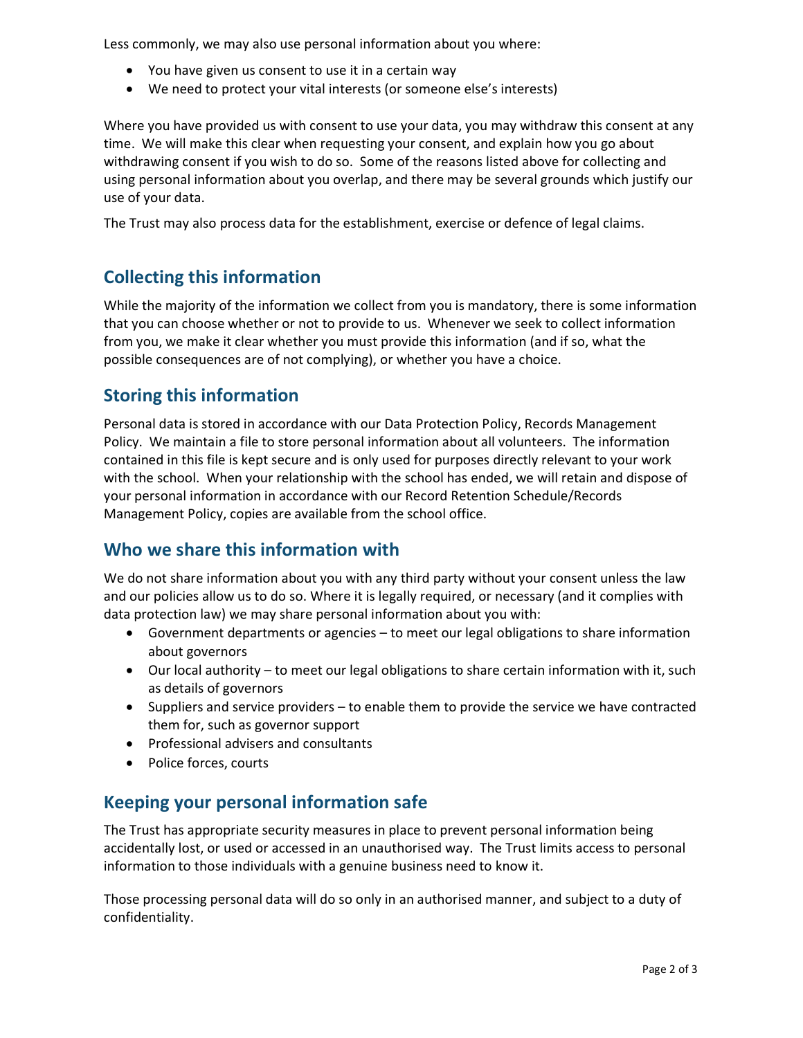Less commonly, we may also use personal information about you where:

- You have given us consent to use it in a certain way
- We need to protect your vital interests (or someone else's interests)

Where you have provided us with consent to use your data, you may withdraw this consent at any time. We will make this clear when requesting your consent, and explain how you go about withdrawing consent if you wish to do so. Some of the reasons listed above for collecting and using personal information about you overlap, and there may be several grounds which justify our use of your data.

The Trust may also process data for the establishment, exercise or defence of legal claims.

## Collecting this information

While the majority of the information we collect from you is mandatory, there is some information that you can choose whether or not to provide to us. Whenever we seek to collect information from you, we make it clear whether you must provide this information (and if so, what the possible consequences are of not complying), or whether you have a choice.

## Storing this information

Personal data is stored in accordance with our Data Protection Policy, Records Management Policy. We maintain a file to store personal information about all volunteers. The information contained in this file is kept secure and is only used for purposes directly relevant to your work with the school. When your relationship with the school has ended, we will retain and dispose of your personal information in accordance with our Record Retention Schedule/Records Management Policy, copies are available from the school office.

## Who we share this information with

We do not share information about you with any third party without your consent unless the law and our policies allow us to do so. Where it is legally required, or necessary (and it complies with data protection law) we may share personal information about you with:

- Government departments or agencies – to meet our legal obligations to share information about governors
- Our local authority – to meet our legal obligations to share certain information with it, such as details of governors
- Suppliers and service providers – to enable them to provide the service we have contracted them for, such as governor support
- Professional advisers and consultants
- Police forces, courts

## Keeping your personal information safe

The Trust has appropriate security measures in place to prevent personal information being accidentally lost, or used or accessed in an unauthorised way. The Trust limits access to personal information to those individuals with a genuine business need to know it.

Those processing personal data will do so only in an authorised manner, and subject to a duty of confidentiality.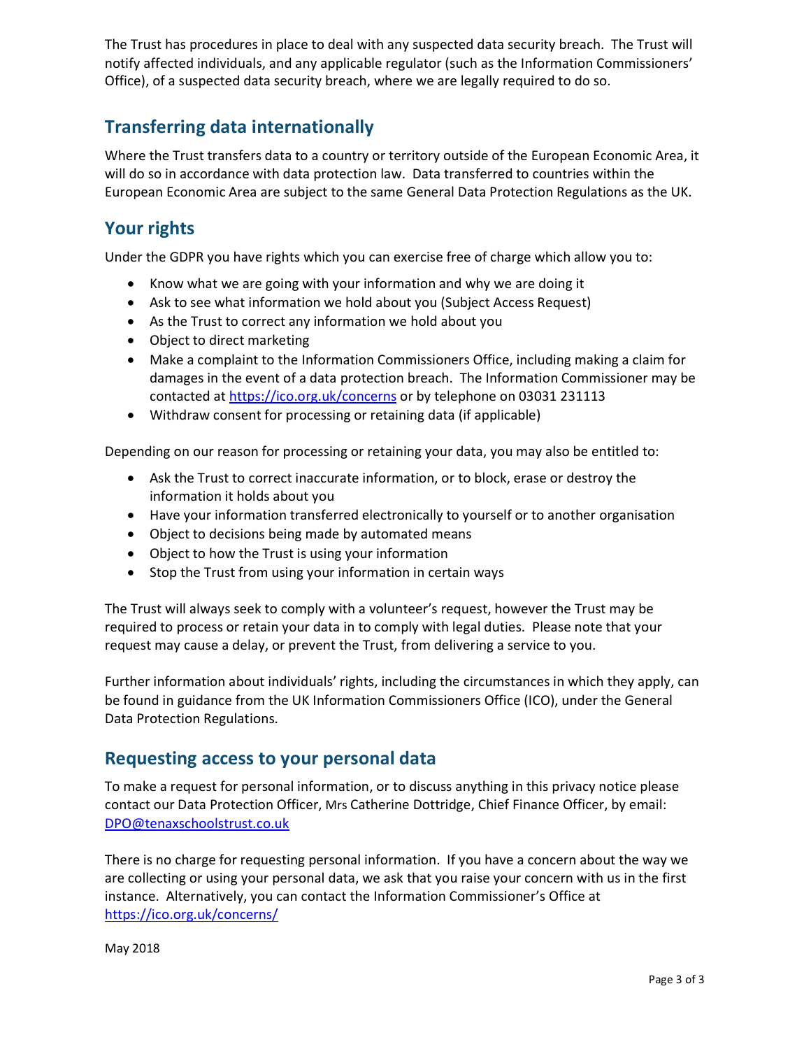The Trust has procedures in place to deal with any suspected data security breach. The Trust will notify affected individuals, and any applicable regulator (such as the Information Commissioners' Office), of a suspected data security breach, where we are legally required to do so.

## Transferring data internationally

Where the Trust transfers data to a country or territory outside of the European Economic Area, it will do so in accordance with data protection law. Data transferred to countries within the European Economic Area are subject to the same General Data Protection Regulations as the UK.

## Your rights

Under the GDPR you have rights which you can exercise free of charge which allow you to:

- Know what we are going with your information and why we are doing it
- Ask to see what information we hold about you (Subject Access Request)
- As the Trust to correct any information we hold about you
- Object to direct marketing
- Make a complaint to the Information Commissioners Office, including making a claim for damages in the event of a data protection breach. The Information Commissioner may be contacted at https://ico.org.uk/concerns or by telephone on 03031 231113
- Withdraw consent for processing or retaining data (if applicable)

Depending on our reason for processing or retaining your data, you may also be entitled to:

- Ask the Trust to correct inaccurate information, or to block, erase or destroy the information it holds about you
- Have your information transferred electronically to yourself or to another organisation
- Object to decisions being made by automated means
- Object to how the Trust is using your information
- Stop the Trust from using your information in certain ways

The Trust will always seek to comply with a volunteer's request, however the Trust may be required to process or retain your data in to comply with legal duties. Please note that your request may cause a delay, or prevent the Trust, from delivering a service to you.

Further information about individuals' rights, including the circumstances in which they apply, can be found in guidance from the UK Information Commissioners Office (ICO), under the General Data Protection Regulations.

## Requesting access to your personal data

To make a request for personal information, or to discuss anything in this privacy notice please contact our Data Protection Officer, Mrs Catherine Dottridge, Chief Finance Officer, by email: DPO@tenaxschoolstrust.co.uk

There is no charge for requesting personal information. If you have a concern about the way we are collecting or using your personal data, we ask that you raise your concern with us in the first instance. Alternatively, you can contact the Information Commissioner's Office at https://ico.org.uk/concerns/

May 2018